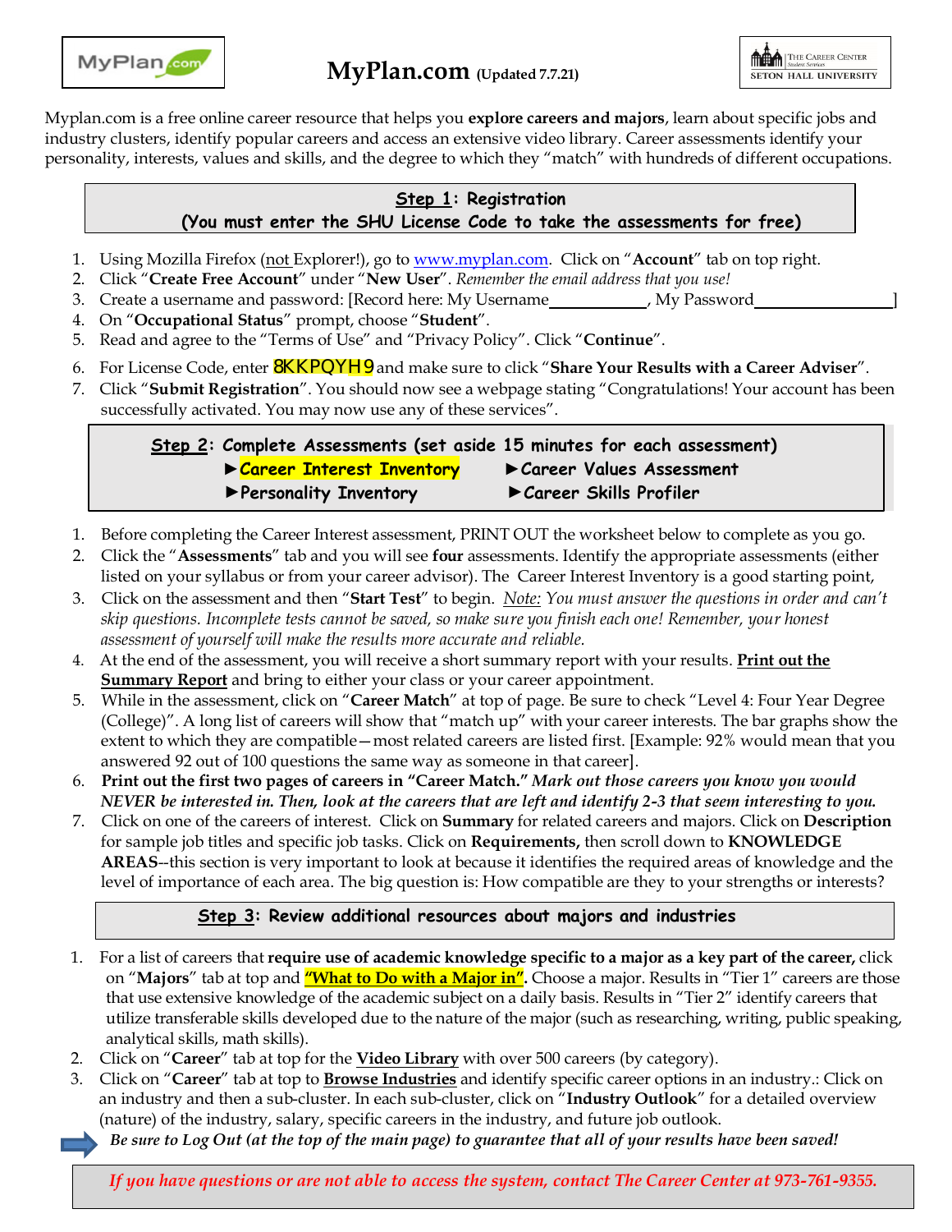# MyPlan.com (Updated 7.7.21)

Myplan.com is a free online career resource that helps you **explore careers and majors**, learn about specific jobs and industry clusters, identify popular careers and access an extensive video library. Career assessments identify your personality, interests, values and skills, and the degree to which they "match" with hundreds of different occupations.

## Step 1: Registration
## (You must enter the SHU License Code to take the assessments for free)

1. Using Mozilla Firefox (not Explorer!), go to www.myplan.com. Click on "**Account**" tab on top right.
2. Click "**Create Free Account**" under "**New User**". *Remember the email address that you use!*
3. Create a username and password: [Record here: My Username____________, My Password________________]
4. On "**Occupational Status**" prompt, choose "**Student**".
5. Read and agree to the "Terms of Use" and "Privacy Policy". Click "**Continue**".
6. For License Code, enter 8KKPQYH9 and make sure to click "**Share Your Results with a Career Adviser**".
7. Click "**Submit Registration**". You should now see a webpage stating "Congratulations! Your account has been successfully activated. You may now use any of these services".

## Step 2: Complete Assessments (set aside 15 minutes for each assessment)

- ►Career Interest Inventory
- ►Career Values Assessment
- ►Personality Inventory
- ►Career Skills Profiler

1. Before completing the Career Interest assessment, PRINT OUT the worksheet below to complete as you go.
2. Click the "**Assessments**" tab and you will see **four** assessments. Identify the appropriate assessments (either listed on your syllabus or from your career advisor). The Career Interest Inventory is a good starting point,
3. Click on the assessment and then "**Start Test**" to begin. *Note: You must answer the questions in order and can't skip questions. Incomplete tests cannot be saved, so make sure you finish each one! Remember, your honest assessment of yourself will make the results more accurate and reliable.*
4. At the end of the assessment, you will receive a short summary report with your results. **Print out the Summary Report** and bring to either your class or your career appointment.
5. While in the assessment, click on "**Career Match**" at top of page. Be sure to check "Level 4: Four Year Degree (College)". A long list of careers will show that "match up" with your career interests. The bar graphs show the extent to which they are compatible—most related careers are listed first. [Example: 92% would mean that you answered 92 out of 100 questions the same way as someone in that career].
6. **Print out the first two pages of careers in "Career Match."** ***Mark out those careers you know you would NEVER be interested in. Then, look at the careers that are left and identify 2-3 that seem interesting to you.***
7. Click on one of the careers of interest. Click on **Summary** for related careers and majors. Click on **Description** for sample job titles and specific job tasks. Click on **Requirements,** then scroll down to **KNOWLEDGE AREAS**--this section is very important to look at because it identifies the required areas of knowledge and the level of importance of each area. The big question is: How compatible are they to your strengths or interests?

## Step 3: Review additional resources about majors and industries

1. For a list of careers that **require use of academic knowledge specific to a major as a key part of the career,** click on "**Majors**" tab at top and **"What to Do with a Major in".** Choose a major. Results in "Tier 1" careers are those that use extensive knowledge of the academic subject on a daily basis. Results in "Tier 2" identify careers that utilize transferable skills developed due to the nature of the major (such as researching, writing, public speaking, analytical skills, math skills).
2. Click on "**Career**" tab at top for the **Video Library** with over 500 careers (by category).
3. Click on "**Career**" tab at top to **Browse Industries** and identify specific career options in an industry.: Click on an industry and then a sub-cluster. In each sub-cluster, click on "**Industry Outlook**" for a detailed overview (nature) of the industry, salary, specific careers in the industry, and future job outlook.

***Be sure to Log Out (at the top of the main page) to guarantee that all of your results have been saved!***

*If you have questions or are not able to access the system, contact The Career Center at 973-761-9355.*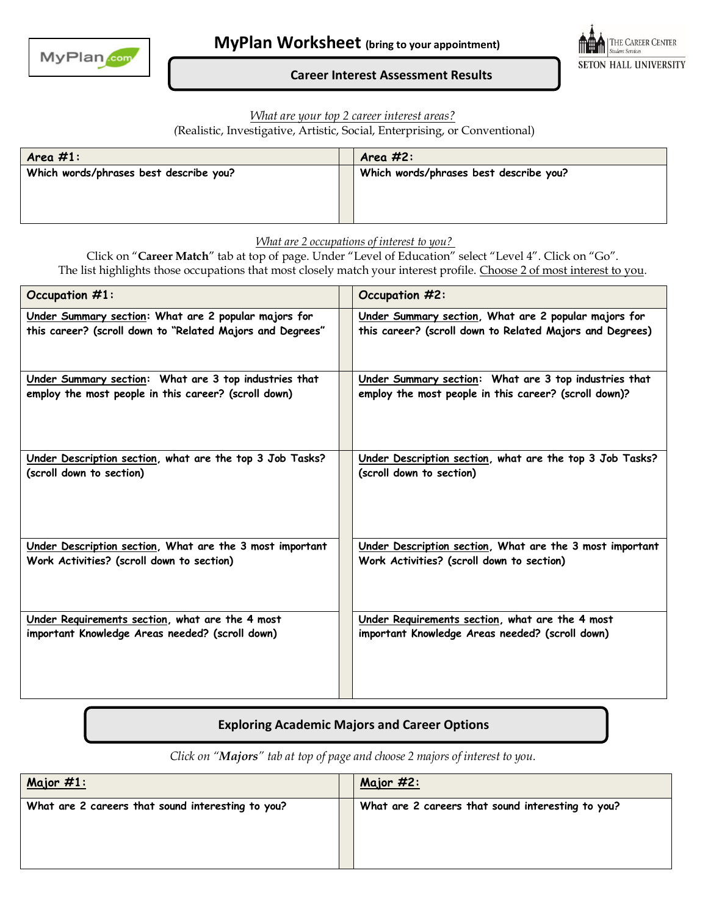# MyPlan Worksheet (bring to your appointment)

THE CAREER CENTER
Student Services
SETON HALL UNIVERSITY

## Career Interest Assessment Results

*What are your top 2 career interest areas?*
(Realistic, Investigative, Artistic, Social, Enterprising, or Conventional)

| **Area #1:** | | **Area #2:** |
|---|---|---|
| Which words/phrases best describe you? | | Which words/phrases best describe you? |

*What are 2 occupations of interest to you?*
Click on "**Career Match**" tab at top of page. Under "Level of Education" select "Level 4". Click on "Go".
The list highlights those occupations that most closely match your interest profile. Choose 2 of most interest to you.

| **Occupation #1:** | | **Occupation #2:** |
|---|---|---|
| Under Summary section: What are 2 popular majors for this career? (scroll down to "Related Majors and Degrees" | | Under Summary section, What are 2 popular majors for this career? (scroll down to Related Majors and Degrees) |
| Under Summary section: What are 3 top industries that employ the most people in this career? (scroll down) | | Under Summary section: What are 3 top industries that employ the most people in this career? (scroll down)? |
| Under Description section, what are the top 3 Job Tasks? (scroll down to section) | | Under Description section, what are the top 3 Job Tasks? (scroll down to section) |
| Under Description section, What are the 3 most important Work Activities? (scroll down to section) | | Under Description section, What are the 3 most important Work Activities? (scroll down to section) |
| Under Requirements section, what are the 4 most important Knowledge Areas needed? (scroll down) | | Under Requirements section, what are the 4 most important Knowledge Areas needed? (scroll down) |

## Exploring Academic Majors and Career Options

*Click on "**Majors**" tab at top of page and choose 2 majors of interest to you.*

| **Major #1:** | | **Major #2:** |
|---|---|---|
| What are 2 careers that sound interesting to you? | | What are 2 careers that sound interesting to you? |